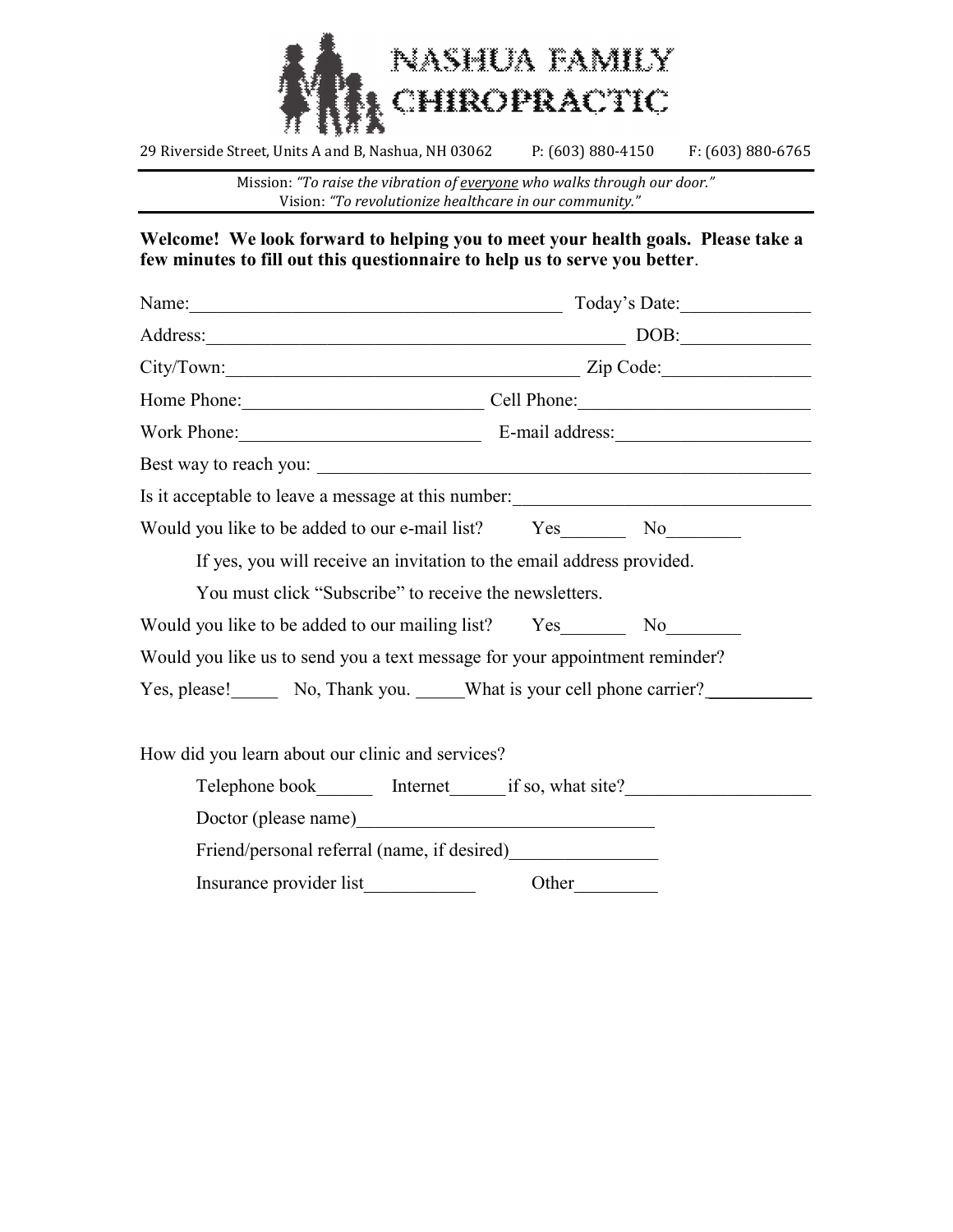# NASHUA FAMILY CHIROPRACTIC

29 Riverside Street, Units A and B, Nashua, NH 03062 P: (603) 880-4150 F: (603) 880-6765

Mission: *"To raise the vibration of* *__everyone__* *who walks through our door."*
Vision: *"To revolutionize healthcare in our community."*

**Welcome! We look forward to helping you to meet your health goals. Please take a few minutes to fill out this questionnaire to help us to serve you better**.

Name:________________________________________ Today's Date:______________

Address:______________________________________________ DOB:______________

City/Town:_____________________________________ Zip Code:________________

Home Phone:__________________________ Cell Phone:________________________

Work Phone:__________________________ E-mail address:_____________________

Best way to reach you: ______________________________________________________

Is it acceptable to leave a message at this number:________________________________

Would you like to be added to our e-mail list? Yes_______ No________

If yes, you will receive an invitation to the email address provided.

You must click "Subscribe" to receive the newsletters.

Would you like to be added to our mailing list? Yes_______ No________

Would you like us to send you a text message for your appointment reminder?

Yes, please!_____ No, Thank you. _____What is your cell phone carrier?___________

How did you learn about our clinic and services?

Telephone book______ Internet______if so, what site?___________________

Doctor (please name)_______________________________

Friend/personal referral (name, if desired)________________

Insurance provider list____________ Other_________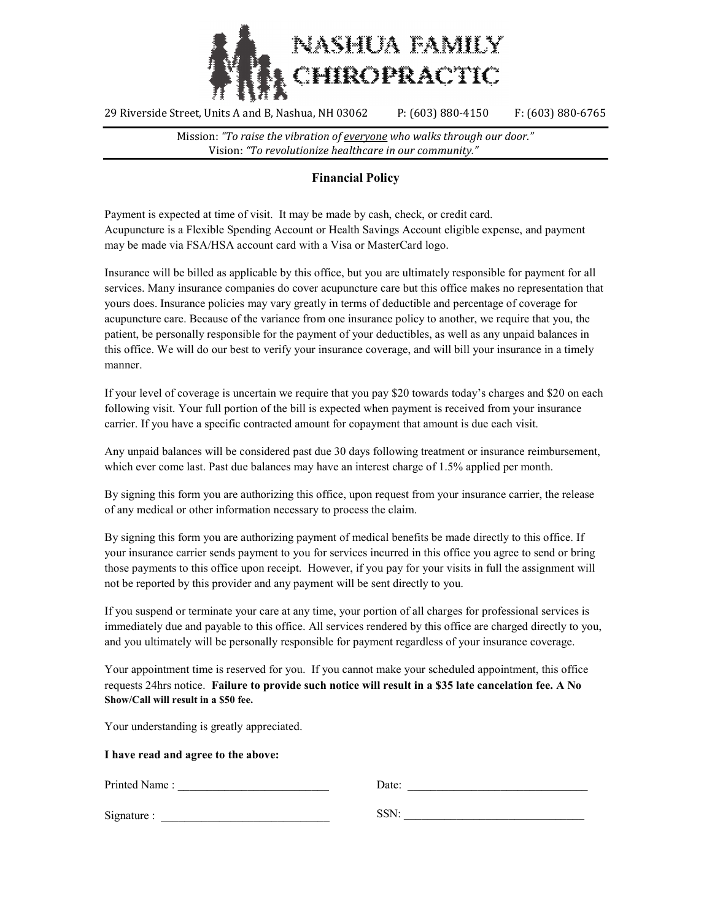# NASHUA FAMILY CHIROPRACTIC

29 Riverside Street, Units A and B, Nashua, NH 03062    P: (603) 880-4150    F: (603) 880-6765

Mission: *"To raise the vibration of everyone who walks through our door."*
Vision: *"To revolutionize healthcare in our community."*

## Financial Policy

Payment is expected at time of visit. It may be made by cash, check, or credit card.
Acupuncture is a Flexible Spending Account or Health Savings Account eligible expense, and payment may be made via FSA/HSA account card with a Visa or MasterCard logo.

Insurance will be billed as applicable by this office, but you are ultimately responsible for payment for all services. Many insurance companies do cover acupuncture care but this office makes no representation that yours does. Insurance policies may vary greatly in terms of deductible and percentage of coverage for acupuncture care. Because of the variance from one insurance policy to another, we require that you, the patient, be personally responsible for the payment of your deductibles, as well as any unpaid balances in this office. We will do our best to verify your insurance coverage, and will bill your insurance in a timely manner.

If your level of coverage is uncertain we require that you pay $20 towards today's charges and $20 on each following visit. Your full portion of the bill is expected when payment is received from your insurance carrier. If you have a specific contracted amount for copayment that amount is due each visit.

Any unpaid balances will be considered past due 30 days following treatment or insurance reimbursement, which ever come last. Past due balances may have an interest charge of 1.5% applied per month.

By signing this form you are authorizing this office, upon request from your insurance carrier, the release of any medical or other information necessary to process the claim.

By signing this form you are authorizing payment of medical benefits be made directly to this office. If your insurance carrier sends payment to you for services incurred in this office you agree to send or bring those payments to this office upon receipt. However, if you pay for your visits in full the assignment will not be reported by this provider and any payment will be sent directly to you.

If you suspend or terminate your care at any time, your portion of all charges for professional services is immediately due and payable to this office. All services rendered by this office are charged directly to you, and you ultimately will be personally responsible for payment regardless of your insurance coverage.

Your appointment time is reserved for you. If you cannot make your scheduled appointment, this office requests 24hrs notice. **Failure to provide such notice will result in a $35 late cancelation fee. A No Show/Call will result in a $50 fee.**

Your understanding is greatly appreciated.

**I have read and agree to the above:**

Printed Name : ___________________________    Date: ________________________________

Signature : ______________________________    SSN: ________________________________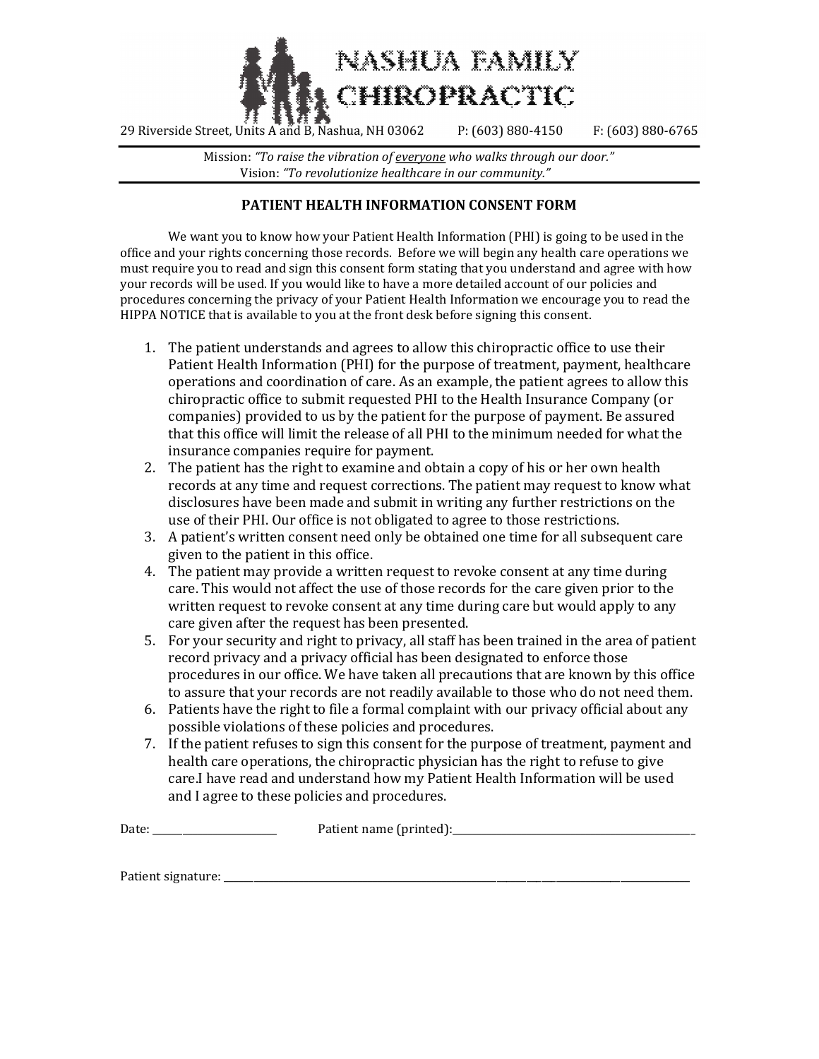# NASHUA FAMILY CHIROPRACTIC

29 Riverside Street, Units A and B, Nashua, NH 03062     P: (603) 880-4150     F: (603) 880-6765

Mission: *"To raise the vibration of <u>everyone</u> who walks through our door."*
Vision: *"To revolutionize healthcare in our community."*

## PATIENT HEALTH INFORMATION CONSENT FORM

We want you to know how your Patient Health Information (PHI) is going to be used in the office and your rights concerning those records. Before we will begin any health care operations we must require you to read and sign this consent form stating that you understand and agree with how your records will be used. If you would like to have a more detailed account of our policies and procedures concerning the privacy of your Patient Health Information we encourage you to read the HIPPA NOTICE that is available to you at the front desk before signing this consent.

1. The patient understands and agrees to allow this chiropractic office to use their Patient Health Information (PHI) for the purpose of treatment, payment, healthcare operations and coordination of care. As an example, the patient agrees to allow this chiropractic office to submit requested PHI to the Health Insurance Company (or companies) provided to us by the patient for the purpose of payment. Be assured that this office will limit the release of all PHI to the minimum needed for what the insurance companies require for payment.
2. The patient has the right to examine and obtain a copy of his or her own health records at any time and request corrections. The patient may request to know what disclosures have been made and submit in writing any further restrictions on the use of their PHI. Our office is not obligated to agree to those restrictions.
3. A patient's written consent need only be obtained one time for all subsequent care given to the patient in this office.
4. The patient may provide a written request to revoke consent at any time during care. This would not affect the use of those records for the care given prior to the written request to revoke consent at any time during care but would apply to any care given after the request has been presented.
5. For your security and right to privacy, all staff has been trained in the area of patient record privacy and a privacy official has been designated to enforce those procedures in our office. We have taken all precautions that are known by this office to assure that your records are not readily available to those who do not need them.
6. Patients have the right to file a formal complaint with our privacy official about any possible violations of these policies and procedures.
7. If the patient refuses to sign this consent for the purpose of treatment, payment and health care operations, the chiropractic physician has the right to refuse to give care.I have read and understand how my Patient Health Information will be used and I agree to these policies and procedures.

Date: ______________________     Patient name (printed):__________________________________________

Patient signature: ______________________________________________________________________________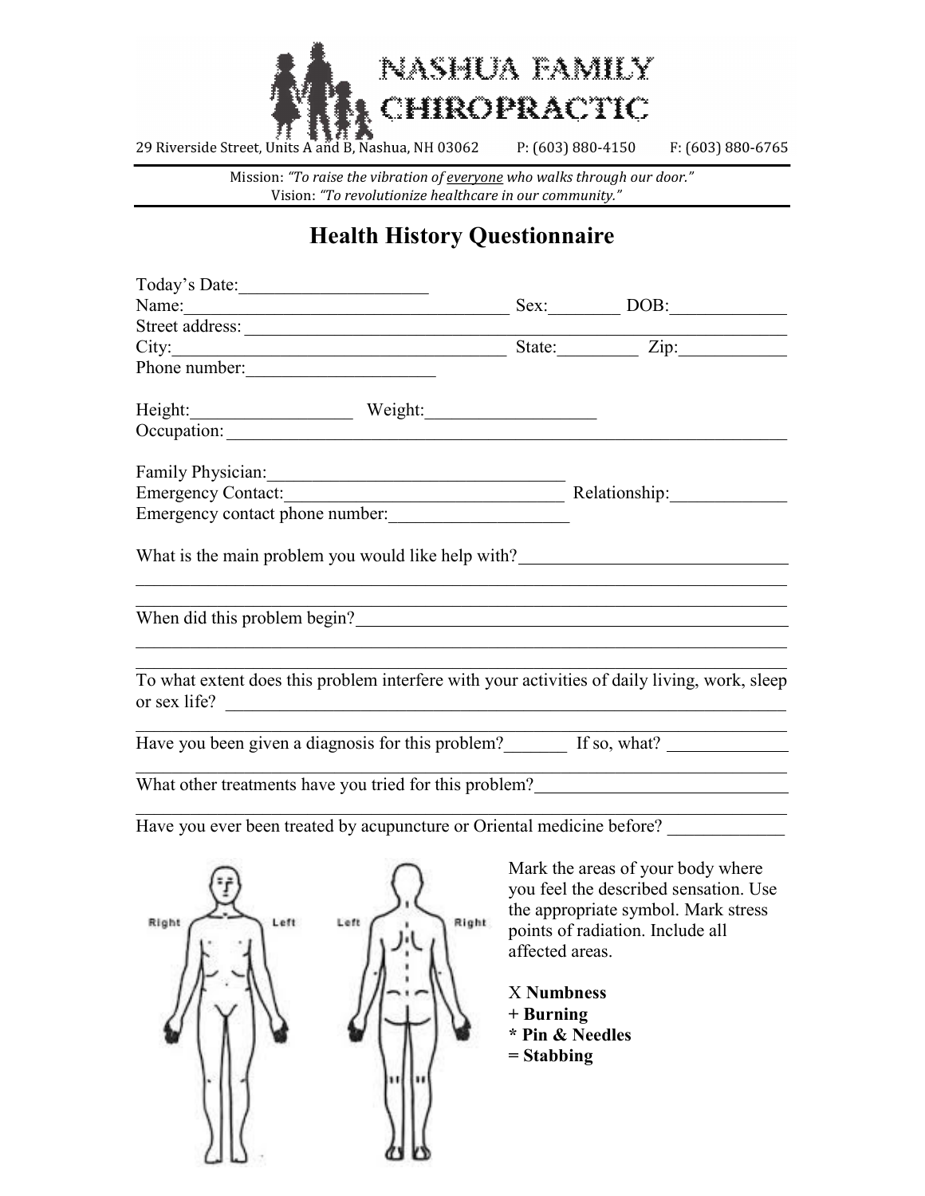# NASHUA FAMILY CHIROPRACTIC

29 Riverside Street, Units A and B, Nashua, NH 03062 P: (603) 880-4150 F: (603) 880-6765

Mission: *"To raise the vibration of everyone who walks through our door."*
Vision: *"To revolutionize healthcare in our community."*

## Health History Questionnaire

Today's Date:_____________________

Name:___________________________________ Sex:________ DOB:_____________

Street address:___________________________________________________________

City:____________________________________ State:_________ Zip:____________

Phone number:_____________________

Height:_________________ Weight:__________________

Occupation:_______________________________________________________________

Family Physician:________________________________

Emergency Contact:_______________________________ Relationship:_____________

Emergency contact phone number:____________________

What is the main problem you would like help with?______________________________

__________________________________________________________________________

__________________________________________________________________________

When did this problem begin?________________________________________________

__________________________________________________________________________

__________________________________________________________________________

To what extent does this problem interfere with your activities of daily living, work, sleep or sex life? _________________________________________________________________

__________________________________________________________________________

Have you been given a diagnosis for this problem?_______ If so, what? _____________

__________________________________________________________________________

What other treatments have you tried for this problem?___________________________

__________________________________________________________________________

Have you ever been treated by acupuncture or Oriental medicine before? _____________

Right Left Left Right

Mark the areas of your body where you feel the described sensation. Use the appropriate symbol. Mark stress points of radiation. Include all affected areas.

X **Numbness**
+ **Burning**
* **Pin & Needles**
= **Stabbing**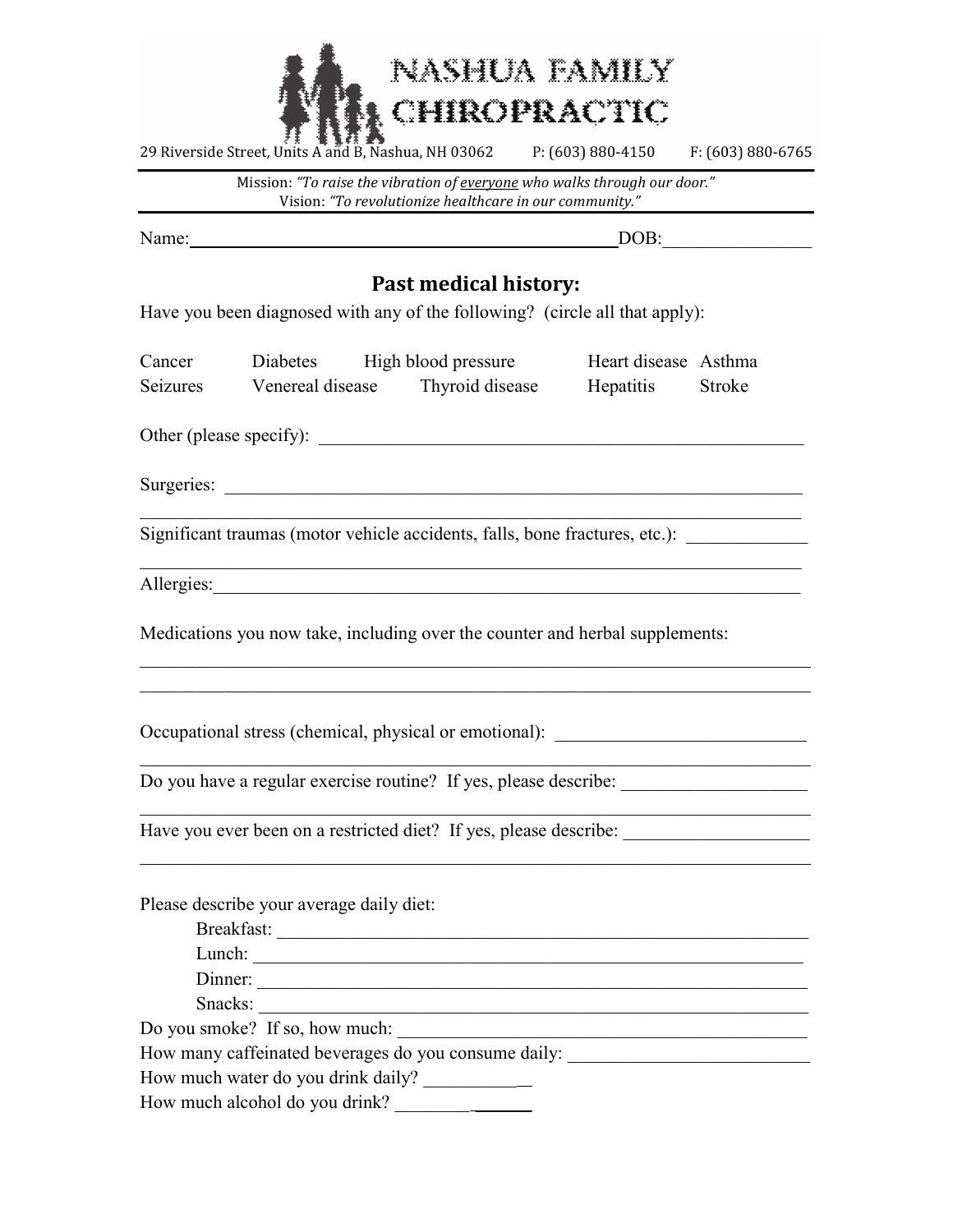# NASHUA FAMILY CHIROPRACTIC

29 Riverside Street, Units A and B, Nashua, NH 03062 P: (603) 880-4150 F: (603) 880-6765

Mission: *"To raise the vibration of <u>everyone</u> who walks through our door."*
Vision: *"To revolutionize healthcare in our community."*

Name:_______________________________________________DOB:_______________

## Past medical history:

Have you been diagnosed with any of the following? (circle all that apply):

| | | | | |
|---|---|---|---|---|
| Cancer | Diabetes | High blood pressure | Heart disease | Asthma |
| Seizures | Venereal disease | Thyroid disease | Hepatitis | Stroke |

Other (please specify): ____________________________________________________

Surgeries: _______________________________________________________________
_________________________________________________________________________

Significant traumas (motor vehicle accidents, falls, bone fractures, etc.): ____________
_________________________________________________________________________

Allergies:_________________________________________________________________

Medications you now take, including over the counter and herbal supplements:
_________________________________________________________________________
_________________________________________________________________________

Occupational stress (chemical, physical or emotional): __________________________
_________________________________________________________________________

Do you have a regular exercise routine? If yes, please describe: ___________________
_________________________________________________________________________

Have you ever been on a restricted diet? If yes, please describe: ___________________
_________________________________________________________________________

Please describe your average daily diet:

- Breakfast: ________________________________________________________
- Lunch: ___________________________________________________________
- Dinner: __________________________________________________________
- Snacks: __________________________________________________________

Do you smoke? If so, how much: _____________________________________________

How many caffeinated beverages do you consume daily: _________________________

How much water do you drink daily? ___________

How much alcohol do you drink? _______________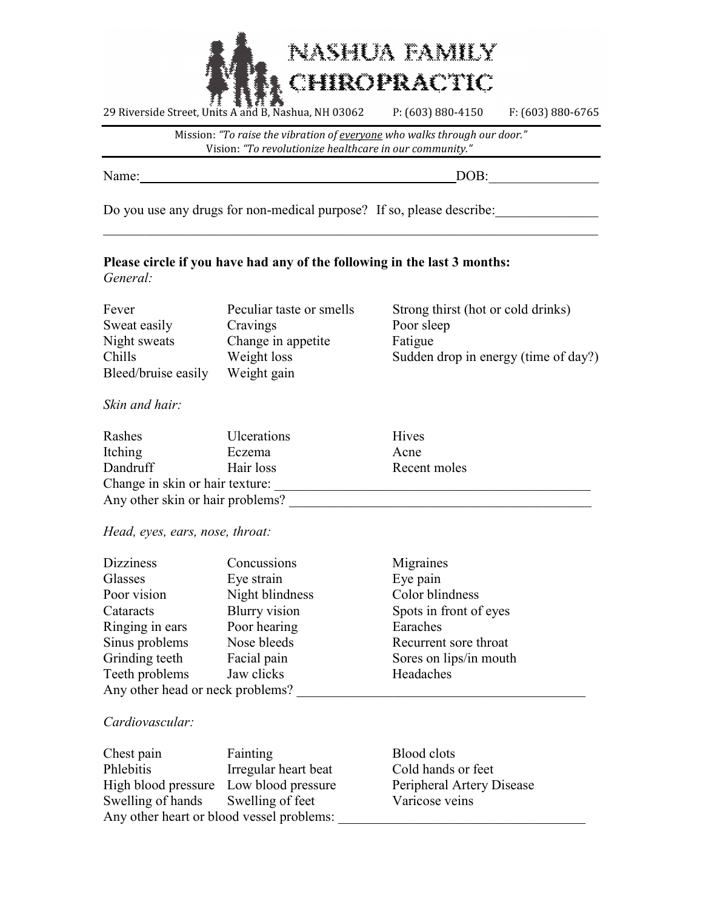# NASHUA FAMILY CHIROPRACTIC

29 Riverside Street, Units A and B, Nashua, NH 03062 P: (603) 880-4150 F: (603) 880-6765

Mission: *"To raise the vibration of everyone who walks through our door."*
Vision: *"To revolutionize healthcare in our community."*

Name:\_\_\_\_\_\_\_\_\_\_\_\_\_\_\_\_\_\_\_\_\_\_\_\_\_\_\_\_\_\_\_\_\_\_\_\_\_\_\_\_\_\_\_\_ DOB:\_\_\_\_\_\_\_\_\_\_\_\_\_\_\_\_

Do you use any drugs for non-medical purpose? If so, please describe:\_\_\_\_\_\_\_\_\_\_\_\_\_\_\_

\_\_\_\_\_\_\_\_\_\_\_\_\_\_\_\_\_\_\_\_\_\_\_\_\_\_\_\_\_\_\_\_\_\_\_\_\_\_\_\_\_\_\_\_\_\_\_\_\_\_\_\_\_\_\_\_\_\_\_\_\_\_\_\_\_\_\_\_\_\_\_\_\_\_

**Please circle if you have had any of the following in the last 3 months:**

*General:*

| | | |
|---|---|---|
| Fever | Peculiar taste or smells | Strong thirst (hot or cold drinks) |
| Sweat easily | Cravings | Poor sleep |
| Night sweats | Change in appetite | Fatigue |
| Chills | Weight loss | Sudden drop in energy (time of day?) |
| Bleed/bruise easily | Weight gain | |

*Skin and hair:*

| | | |
|---|---|---|
| Rashes | Ulcerations | Hives |
| Itching | Eczema | Acne |
| Dandruff | Hair loss | Recent moles |

Change in skin or hair texture: \_\_\_\_\_\_\_\_\_\_\_\_\_\_\_\_\_\_\_\_\_\_\_\_\_\_\_\_\_\_\_\_\_\_\_\_\_\_\_\_\_\_\_\_\_

Any other skin or hair problems? \_\_\_\_\_\_\_\_\_\_\_\_\_\_\_\_\_\_\_\_\_\_\_\_\_\_\_\_\_\_\_\_\_\_\_\_\_\_\_\_\_\_\_

*Head, eyes, ears, nose, throat:*

| | | |
|---|---|---|
| Dizziness | Concussions | Migraines |
| Glasses | Eye strain | Eye pain |
| Poor vision | Night blindness | Color blindness |
| Cataracts | Blurry vision | Spots in front of eyes |
| Ringing in ears | Poor hearing | Earaches |
| Sinus problems | Nose bleeds | Recurrent sore throat |
| Grinding teeth | Facial pain | Sores on lips/in mouth |
| Teeth problems | Jaw clicks | Headaches |

Any other head or neck problems? \_\_\_\_\_\_\_\_\_\_\_\_\_\_\_\_\_\_\_\_\_\_\_\_\_\_\_\_\_\_\_\_\_\_\_\_\_\_\_\_\_

*Cardiovascular:*

| | | |
|---|---|---|
| Chest pain | Fainting | Blood clots |
| Phlebitis | Irregular heart beat | Cold hands or feet |
| High blood pressure | Low blood pressure | Peripheral Artery Disease |
| Swelling of hands | Swelling of feet | Varicose veins |

Any other heart or blood vessel problems: \_\_\_\_\_\_\_\_\_\_\_\_\_\_\_\_\_\_\_\_\_\_\_\_\_\_\_\_\_\_\_\_\_\_\_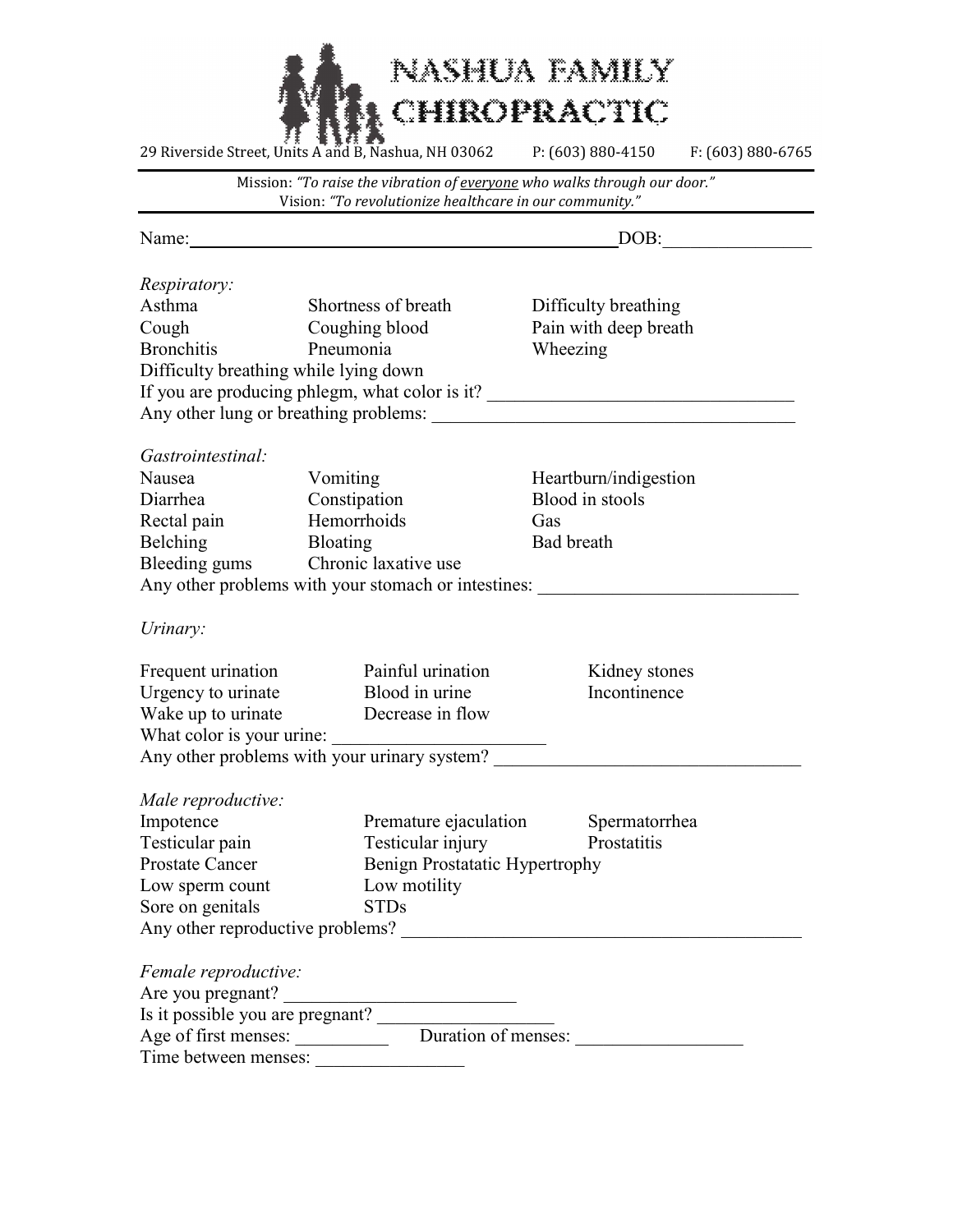# NASHUA FAMILY CHIROPRACTIC

29 Riverside Street, Units A and B, Nashua, NH 03062    P: (603) 880-4150    F: (603) 880-6765

Mission: *"To raise the vibration of everyone who walks through our door."*
Vision: *"To revolutionize healthcare in our community."*

Name:_______________________________________________ DOB:_______________

*Respiratory:*

| | | |
|---|---|---|
| Asthma | Shortness of breath | Difficulty breathing |
| Cough | Coughing blood | Pain with deep breath |
| Bronchitis | Pneumonia | Wheezing |
| Difficulty breathing while lying down | | |

If you are producing phlegm, what color is it? ________________________________

Any other lung or breathing problems: ______________________________________

*Gastrointestinal:*

| | | |
|---|---|---|
| Nausea | Vomiting | Heartburn/indigestion |
| Diarrhea | Constipation | Blood in stools |
| Rectal pain | Hemorrhoids | Gas |
| Belching | Bloating | Bad breath |
| Bleeding gums | Chronic laxative use | |

Any other problems with your stomach or intestines: ___________________________

*Urinary:*

| | | |
|---|---|---|
| Frequent urination | Painful urination | Kidney stones |
| Urgency to urinate | Blood in urine | Incontinence |
| Wake up to urinate | Decrease in flow | |

What color is your urine: _______________________

Any other problems with your urinary system? ________________________________

*Male reproductive:*

| | | |
|---|---|---|
| Impotence | Premature ejaculation | Spermatorrhea |
| Testicular pain | Testicular injury | Prostatitis |
| Prostate Cancer | Benign Prostatatic Hypertrophy | |
| Low sperm count | Low motility | |
| Sore on genitals | STDs | |

Any other reproductive problems? ___________________________________________

*Female reproductive:*

Are you pregnant? _________________________

Is it possible you are pregnant? ___________________

Age of first menses: __________ Duration of menses: _________________

Time between menses: ________________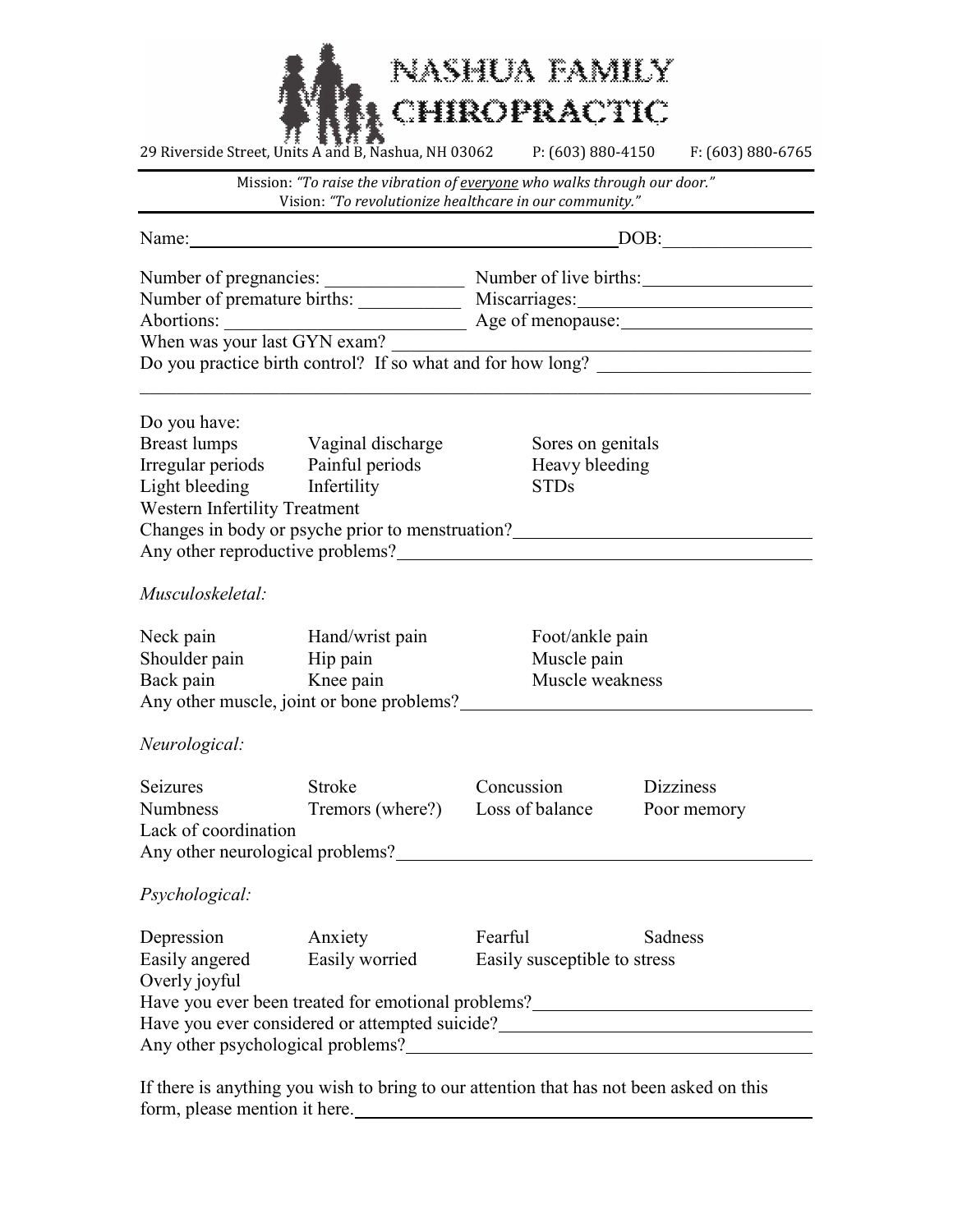# NASHUA FAMILY CHIROPRACTIC

29 Riverside Street, Units A and B, Nashua, NH 03062 P: (603) 880-4150 F: (603) 880-6765

Mission: *"To raise the vibration of everyone who walks through our door."*
Vision: *"To revolutionize healthcare in our community."*

Name:\_\_\_\_\_\_\_\_\_\_\_\_\_\_\_\_\_\_\_\_\_\_\_\_\_\_\_\_\_\_\_\_\_\_\_\_\_\_\_\_ DOB:\_\_\_\_\_\_\_\_\_\_\_\_\_\_\_

Number of pregnancies: \_\_\_\_\_\_\_\_\_\_\_\_\_\_ Number of live births:\_\_\_\_\_\_\_\_\_\_\_\_\_\_\_\_\_
Number of premature births: \_\_\_\_\_\_\_\_\_\_ Miscarriages:\_\_\_\_\_\_\_\_\_\_\_\_\_\_\_\_\_\_\_\_\_\_\_\_
Abortions: \_\_\_\_\_\_\_\_\_\_\_\_\_\_\_\_\_\_\_\_\_\_\_\_ Age of menopause:\_\_\_\_\_\_\_\_\_\_\_\_\_\_\_\_\_\_\_
When was your last GYN exam? \_\_\_\_\_\_\_\_\_\_\_\_\_\_\_\_\_\_\_\_\_\_\_\_\_\_\_\_\_\_\_\_\_\_\_\_\_\_\_\_\_\_
Do you practice birth control? If so what and for how long? \_\_\_\_\_\_\_\_\_\_\_\_\_\_\_\_\_\_\_\_\_\_

\_\_\_\_\_\_\_\_\_\_\_\_\_\_\_\_\_\_\_\_\_\_\_\_\_\_\_\_\_\_\_\_\_\_\_\_\_\_\_\_\_\_\_\_\_\_\_\_\_\_\_\_\_\_\_\_\_\_\_\_\_\_\_\_\_\_\_\_\_\_\_\_\_\_\_\_

Do you have:

| | | |
|---|---|---|
| Breast lumps | Vaginal discharge | Sores on genitals |
| Irregular periods | Painful periods | Heavy bleeding |
| Light bleeding | Infertility | STDs |
| Western Infertility Treatment | | |

Changes in body or psyche prior to menstruation?\_\_\_\_\_\_\_\_\_\_\_\_\_\_\_\_\_\_\_\_\_\_\_\_\_\_\_\_\_\_
Any other reproductive problems?\_\_\_\_\_\_\_\_\_\_\_\_\_\_\_\_\_\_\_\_\_\_\_\_\_\_\_\_\_\_\_\_\_\_\_\_\_\_\_\_\_\_\_

*Musculoskeletal:*

| | | |
|---|---|---|
| Neck pain | Hand/wrist pain | Foot/ankle pain |
| Shoulder pain | Hip pain | Muscle pain |
| Back pain | Knee pain | Muscle weakness |

Any other muscle, joint or bone problems?\_\_\_\_\_\_\_\_\_\_\_\_\_\_\_\_\_\_\_\_\_\_\_\_\_\_\_\_\_\_\_\_\_\_\_\_

*Neurological:*

| | | | |
|---|---|---|---|
| Seizures | Stroke | Concussion | Dizziness |
| Numbness | Tremors (where?) | Loss of balance | Poor memory |
| Lack of coordination | | | |

Any other neurological problems?\_\_\_\_\_\_\_\_\_\_\_\_\_\_\_\_\_\_\_\_\_\_\_\_\_\_\_\_\_\_\_\_\_\_\_\_\_\_\_\_\_\_\_

*Psychological:*

| | | | |
|---|---|---|---|
| Depression | Anxiety | Fearful | Sadness |
| Easily angered | Easily worried | Easily susceptible to stress | |
| Overly joyful | | | |

Have you ever been treated for emotional problems?\_\_\_\_\_\_\_\_\_\_\_\_\_\_\_\_\_\_\_\_\_\_\_\_\_\_\_\_\_
Have you ever considered or attempted suicide?\_\_\_\_\_\_\_\_\_\_\_\_\_\_\_\_\_\_\_\_\_\_\_\_\_\_\_\_\_\_\_\_
Any other psychological problems?\_\_\_\_\_\_\_\_\_\_\_\_\_\_\_\_\_\_\_\_\_\_\_\_\_\_\_\_\_\_\_\_\_\_\_\_\_\_\_\_\_\_

If there is anything you wish to bring to our attention that has not been asked on this form, please mention it here.\_\_\_\_\_\_\_\_\_\_\_\_\_\_\_\_\_\_\_\_\_\_\_\_\_\_\_\_\_\_\_\_\_\_\_\_\_\_\_\_\_\_\_\_\_\_\_\_\_